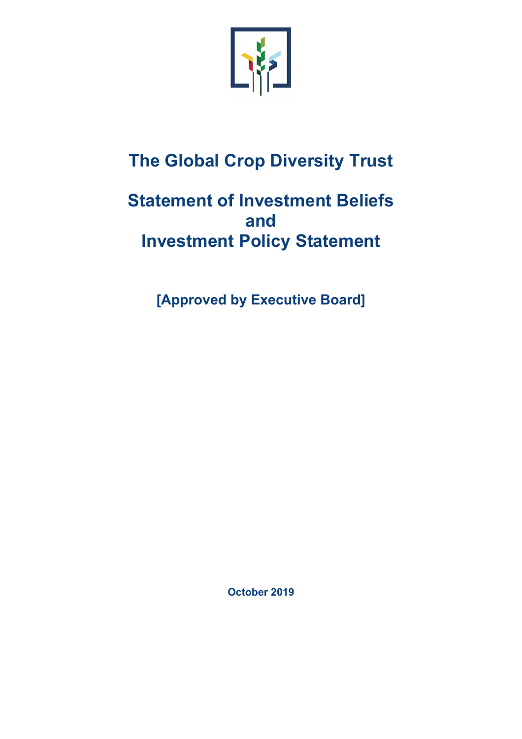# The Global Crop Diversity Trust

# Statement of Investment Beliefs and Investment Policy Statement

**[Approved by Executive Board]**

**October 2019**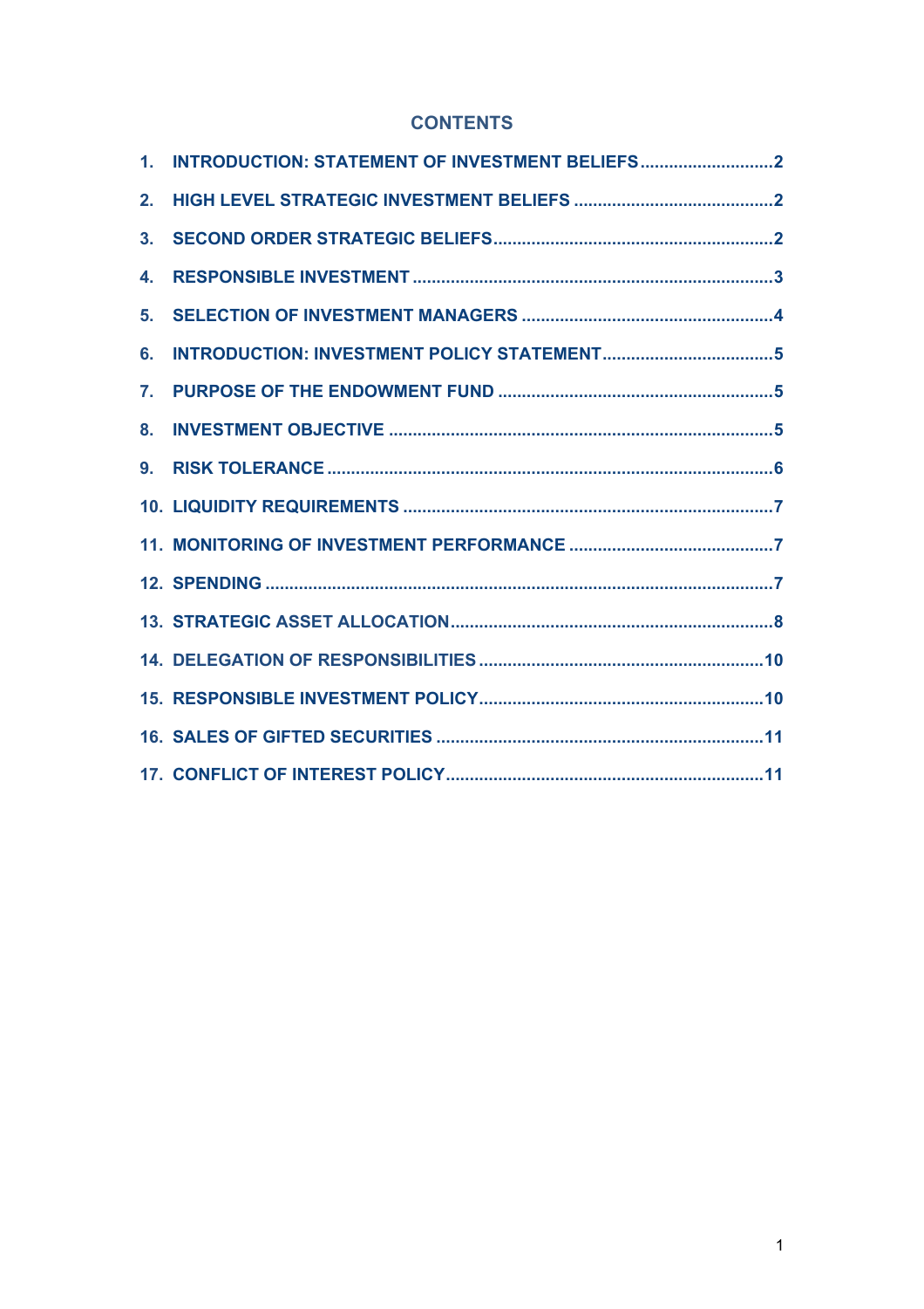## CONTENTS

1. INTRODUCTION: STATEMENT OF INVESTMENT BELIEFS ............................ 2
2. HIGH LEVEL STRATEGIC INVESTMENT BELIEFS ............................ 2
3. SECOND ORDER STRATEGIC BELIEFS ............................ 2
4. RESPONSIBLE INVESTMENT ............................ 3
5. SELECTION OF INVESTMENT MANAGERS ............................ 4
6. INTRODUCTION: INVESTMENT POLICY STATEMENT ............................ 5
7. PURPOSE OF THE ENDOWMENT FUND ............................ 5
8. INVESTMENT OBJECTIVE ............................ 5
9. RISK TOLERANCE ............................ 6
10. LIQUIDITY REQUIREMENTS ............................ 7
11. MONITORING OF INVESTMENT PERFORMANCE ............................ 7
12. SPENDING ............................ 7
13. STRATEGIC ASSET ALLOCATION ............................ 8
14. DELEGATION OF RESPONSIBILITIES ............................ 10
15. RESPONSIBLE INVESTMENT POLICY ............................ 10
16. SALES OF GIFTED SECURITIES ............................ 11
17. CONFLICT OF INTEREST POLICY ............................ 11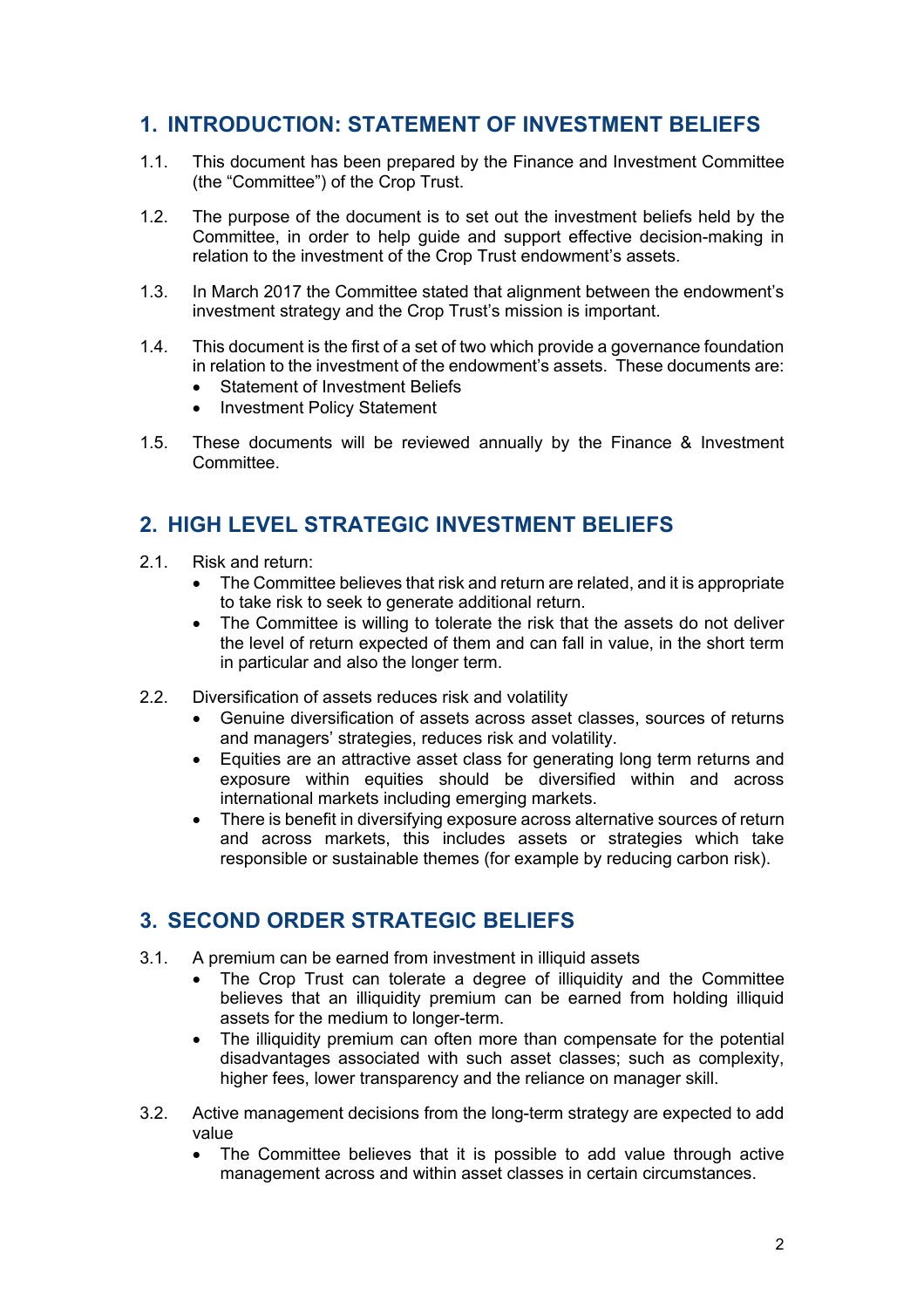## 1. INTRODUCTION: STATEMENT OF INVESTMENT BELIEFS

1.1. This document has been prepared by the Finance and Investment Committee (the "Committee") of the Crop Trust.

1.2. The purpose of the document is to set out the investment beliefs held by the Committee, in order to help guide and support effective decision-making in relation to the investment of the Crop Trust endowment's assets.

1.3. In March 2017 the Committee stated that alignment between the endowment's investment strategy and the Crop Trust's mission is important.

1.4. This document is the first of a set of two which provide a governance foundation in relation to the investment of the endowment's assets. These documents are:

- Statement of Investment Beliefs
- Investment Policy Statement

1.5. These documents will be reviewed annually by the Finance & Investment Committee.

## 2. HIGH LEVEL STRATEGIC INVESTMENT BELIEFS

2.1. Risk and return:

- The Committee believes that risk and return are related, and it is appropriate to take risk to seek to generate additional return.
- The Committee is willing to tolerate the risk that the assets do not deliver the level of return expected of them and can fall in value, in the short term in particular and also the longer term.

2.2. Diversification of assets reduces risk and volatility

- Genuine diversification of assets across asset classes, sources of returns and managers' strategies, reduces risk and volatility.
- Equities are an attractive asset class for generating long term returns and exposure within equities should be diversified within and across international markets including emerging markets.
- There is benefit in diversifying exposure across alternative sources of return and across markets, this includes assets or strategies which take responsible or sustainable themes (for example by reducing carbon risk).

## 3. SECOND ORDER STRATEGIC BELIEFS

3.1. A premium can be earned from investment in illiquid assets

- The Crop Trust can tolerate a degree of illiquidity and the Committee believes that an illiquidity premium can be earned from holding illiquid assets for the medium to longer-term.
- The illiquidity premium can often more than compensate for the potential disadvantages associated with such asset classes; such as complexity, higher fees, lower transparency and the reliance on manager skill.

3.2. Active management decisions from the long-term strategy are expected to add value

- The Committee believes that it is possible to add value through active management across and within asset classes in certain circumstances.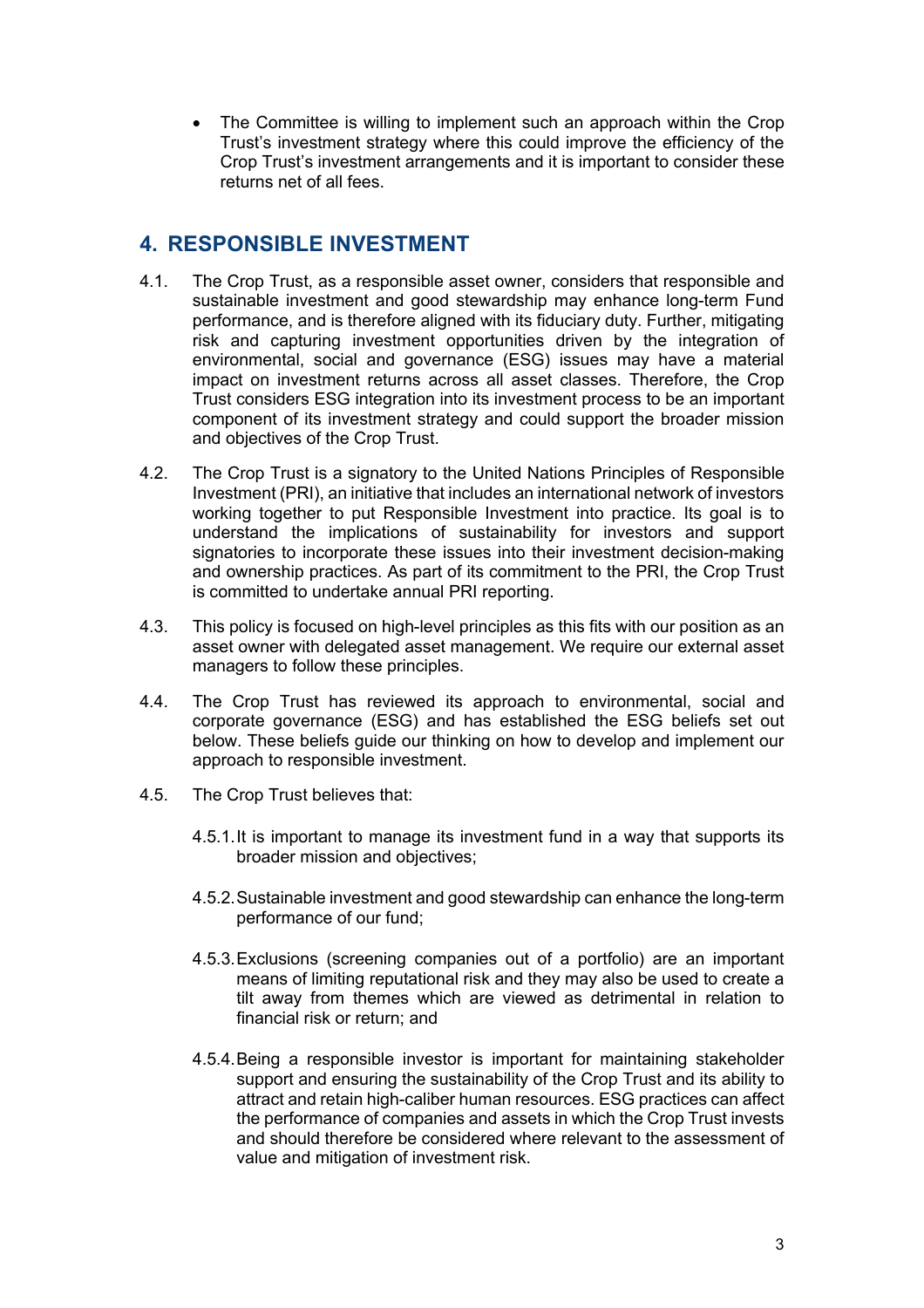- The Committee is willing to implement such an approach within the Crop Trust's investment strategy where this could improve the efficiency of the Crop Trust's investment arrangements and it is important to consider these returns net of all fees.

## 4. RESPONSIBLE INVESTMENT

4.1. The Crop Trust, as a responsible asset owner, considers that responsible and sustainable investment and good stewardship may enhance long-term Fund performance, and is therefore aligned with its fiduciary duty. Further, mitigating risk and capturing investment opportunities driven by the integration of environmental, social and governance (ESG) issues may have a material impact on investment returns across all asset classes. Therefore, the Crop Trust considers ESG integration into its investment process to be an important component of its investment strategy and could support the broader mission and objectives of the Crop Trust.

4.2. The Crop Trust is a signatory to the United Nations Principles of Responsible Investment (PRI), an initiative that includes an international network of investors working together to put Responsible Investment into practice. Its goal is to understand the implications of sustainability for investors and support signatories to incorporate these issues into their investment decision-making and ownership practices. As part of its commitment to the PRI, the Crop Trust is committed to undertake annual PRI reporting.

4.3. This policy is focused on high-level principles as this fits with our position as an asset owner with delegated asset management. We require our external asset managers to follow these principles.

4.4. The Crop Trust has reviewed its approach to environmental, social and corporate governance (ESG) and has established the ESG beliefs set out below. These beliefs guide our thinking on how to develop and implement our approach to responsible investment.

4.5. The Crop Trust believes that:

4.5.1. It is important to manage its investment fund in a way that supports its broader mission and objectives;

4.5.2. Sustainable investment and good stewardship can enhance the long-term performance of our fund;

4.5.3. Exclusions (screening companies out of a portfolio) are an important means of limiting reputational risk and they may also be used to create a tilt away from themes which are viewed as detrimental in relation to financial risk or return; and

4.5.4. Being a responsible investor is important for maintaining stakeholder support and ensuring the sustainability of the Crop Trust and its ability to attract and retain high-caliber human resources. ESG practices can affect the performance of companies and assets in which the Crop Trust invests and should therefore be considered where relevant to the assessment of value and mitigation of investment risk.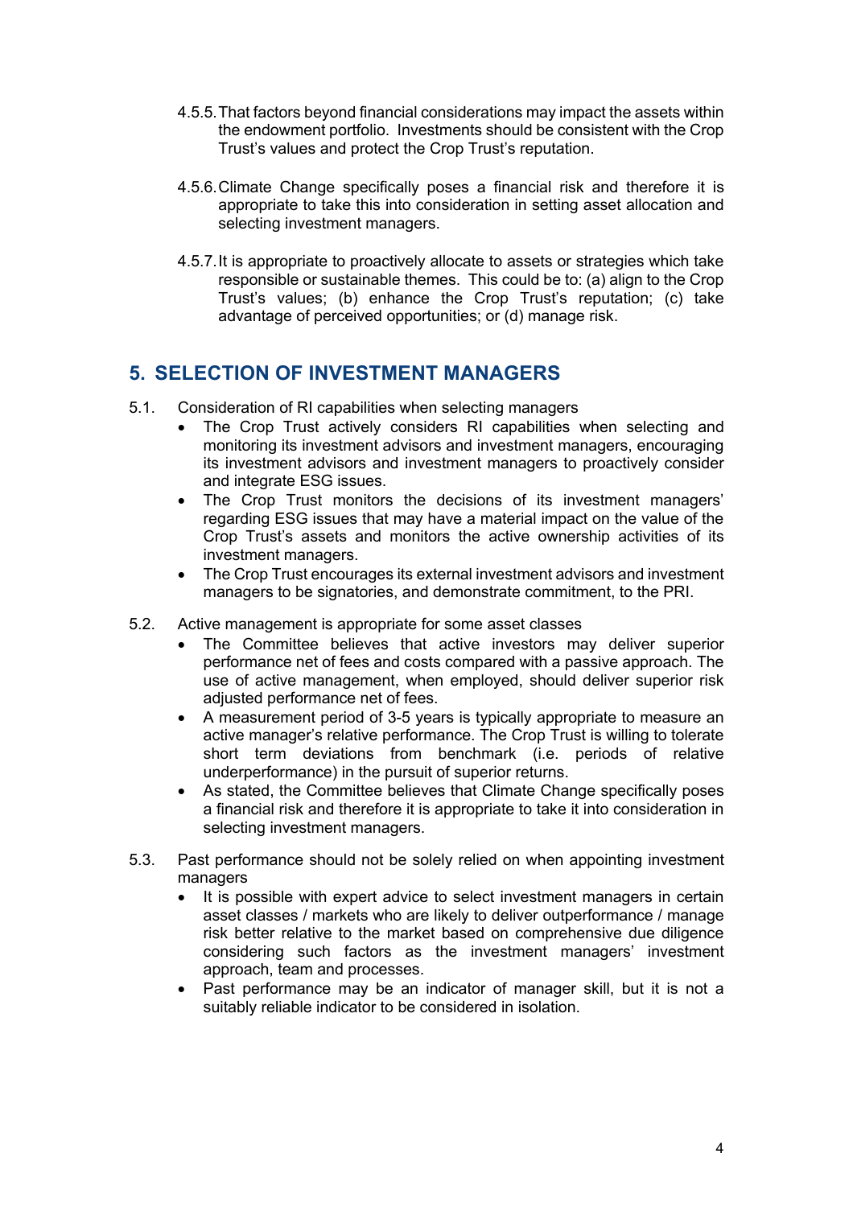4.5.5. That factors beyond financial considerations may impact the assets within the endowment portfolio. Investments should be consistent with the Crop Trust's values and protect the Crop Trust's reputation.

4.5.6. Climate Change specifically poses a financial risk and therefore it is appropriate to take this into consideration in setting asset allocation and selecting investment managers.

4.5.7. It is appropriate to proactively allocate to assets or strategies which take responsible or sustainable themes. This could be to: (a) align to the Crop Trust's values; (b) enhance the Crop Trust's reputation; (c) take advantage of perceived opportunities; or (d) manage risk.

## 5. SELECTION OF INVESTMENT MANAGERS

5.1. Consideration of RI capabilities when selecting managers

- The Crop Trust actively considers RI capabilities when selecting and monitoring its investment advisors and investment managers, encouraging its investment advisors and investment managers to proactively consider and integrate ESG issues.
- The Crop Trust monitors the decisions of its investment managers' regarding ESG issues that may have a material impact on the value of the Crop Trust's assets and monitors the active ownership activities of its investment managers.
- The Crop Trust encourages its external investment advisors and investment managers to be signatories, and demonstrate commitment, to the PRI.

5.2. Active management is appropriate for some asset classes

- The Committee believes that active investors may deliver superior performance net of fees and costs compared with a passive approach. The use of active management, when employed, should deliver superior risk adjusted performance net of fees.
- A measurement period of 3-5 years is typically appropriate to measure an active manager's relative performance. The Crop Trust is willing to tolerate short term deviations from benchmark (i.e. periods of relative underperformance) in the pursuit of superior returns.
- As stated, the Committee believes that Climate Change specifically poses a financial risk and therefore it is appropriate to take it into consideration in selecting investment managers.

5.3. Past performance should not be solely relied on when appointing investment managers

- It is possible with expert advice to select investment managers in certain asset classes / markets who are likely to deliver outperformance / manage risk better relative to the market based on comprehensive due diligence considering such factors as the investment managers' investment approach, team and processes.
- Past performance may be an indicator of manager skill, but it is not a suitably reliable indicator to be considered in isolation.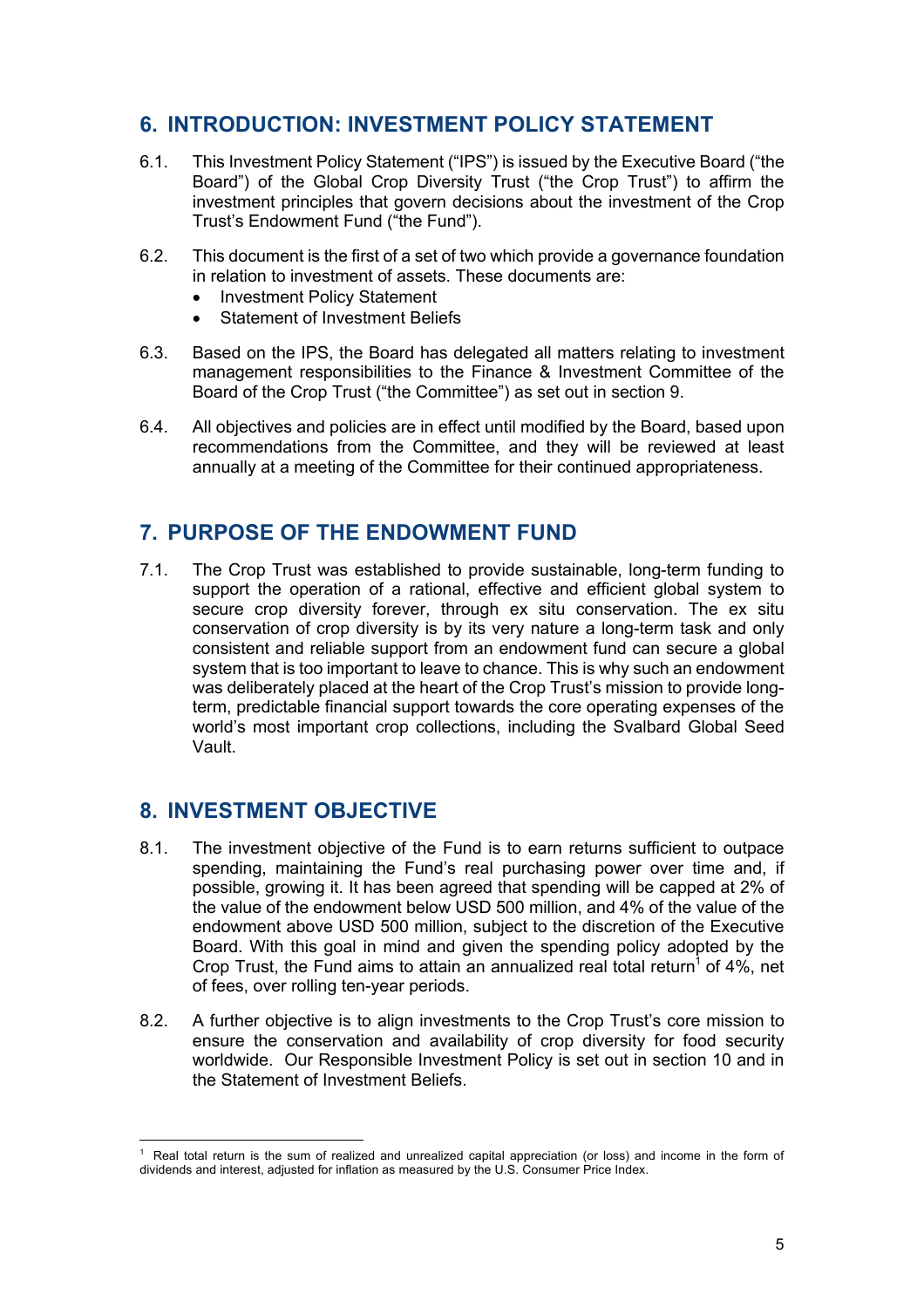## 6. INTRODUCTION: INVESTMENT POLICY STATEMENT

6.1. This Investment Policy Statement ("IPS") is issued by the Executive Board ("the Board") of the Global Crop Diversity Trust ("the Crop Trust") to affirm the investment principles that govern decisions about the investment of the Crop Trust's Endowment Fund ("the Fund").

6.2. This document is the first of a set of two which provide a governance foundation in relation to investment of assets. These documents are:

- Investment Policy Statement
- Statement of Investment Beliefs

6.3. Based on the IPS, the Board has delegated all matters relating to investment management responsibilities to the Finance & Investment Committee of the Board of the Crop Trust ("the Committee") as set out in section 9.

6.4. All objectives and policies are in effect until modified by the Board, based upon recommendations from the Committee, and they will be reviewed at least annually at a meeting of the Committee for their continued appropriateness.

## 7. PURPOSE OF THE ENDOWMENT FUND

7.1. The Crop Trust was established to provide sustainable, long-term funding to support the operation of a rational, effective and efficient global system to secure crop diversity forever, through ex situ conservation. The ex situ conservation of crop diversity is by its very nature a long-term task and only consistent and reliable support from an endowment fund can secure a global system that is too important to leave to chance. This is why such an endowment was deliberately placed at the heart of the Crop Trust's mission to provide long-term, predictable financial support towards the core operating expenses of the world's most important crop collections, including the Svalbard Global Seed Vault.

## 8. INVESTMENT OBJECTIVE

8.1. The investment objective of the Fund is to earn returns sufficient to outpace spending, maintaining the Fund's real purchasing power over time and, if possible, growing it. It has been agreed that spending will be capped at 2% of the value of the endowment below USD 500 million, and 4% of the value of the endowment above USD 500 million, subject to the discretion of the Executive Board. With this goal in mind and given the spending policy adopted by the Crop Trust, the Fund aims to attain an annualized real total return[1] of 4%, net of fees, over rolling ten-year periods.

8.2. A further objective is to align investments to the Crop Trust's core mission to ensure the conservation and availability of crop diversity for food security worldwide. Our Responsible Investment Policy is set out in section 10 and in the Statement of Investment Beliefs.

---

[1] Real total return is the sum of realized and unrealized capital appreciation (or loss) and income in the form of dividends and interest, adjusted for inflation as measured by the U.S. Consumer Price Index.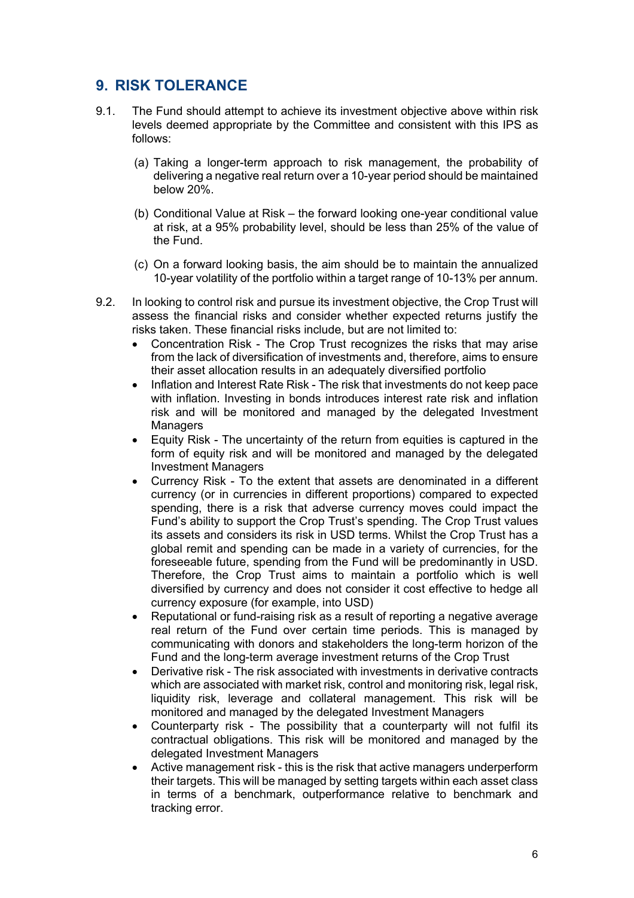## 9. RISK TOLERANCE

9.1. The Fund should attempt to achieve its investment objective above within risk levels deemed appropriate by the Committee and consistent with this IPS as follows:

(a) Taking a longer-term approach to risk management, the probability of delivering a negative real return over a 10-year period should be maintained below 20%.

(b) Conditional Value at Risk – the forward looking one-year conditional value at risk, at a 95% probability level, should be less than 25% of the value of the Fund.

(c) On a forward looking basis, the aim should be to maintain the annualized 10-year volatility of the portfolio within a target range of 10-13% per annum.

9.2. In looking to control risk and pursue its investment objective, the Crop Trust will assess the financial risks and consider whether expected returns justify the risks taken. These financial risks include, but are not limited to:

- Concentration Risk - The Crop Trust recognizes the risks that may arise from the lack of diversification of investments and, therefore, aims to ensure their asset allocation results in an adequately diversified portfolio
- Inflation and Interest Rate Risk - The risk that investments do not keep pace with inflation. Investing in bonds introduces interest rate risk and inflation risk and will be monitored and managed by the delegated Investment Managers
- Equity Risk - The uncertainty of the return from equities is captured in the form of equity risk and will be monitored and managed by the delegated Investment Managers
- Currency Risk - To the extent that assets are denominated in a different currency (or in currencies in different proportions) compared to expected spending, there is a risk that adverse currency moves could impact the Fund's ability to support the Crop Trust's spending. The Crop Trust values its assets and considers its risk in USD terms. Whilst the Crop Trust has a global remit and spending can be made in a variety of currencies, for the foreseeable future, spending from the Fund will be predominantly in USD. Therefore, the Crop Trust aims to maintain a portfolio which is well diversified by currency and does not consider it cost effective to hedge all currency exposure (for example, into USD)
- Reputational or fund-raising risk as a result of reporting a negative average real return of the Fund over certain time periods. This is managed by communicating with donors and stakeholders the long-term horizon of the Fund and the long-term average investment returns of the Crop Trust
- Derivative risk - The risk associated with investments in derivative contracts which are associated with market risk, control and monitoring risk, legal risk, liquidity risk, leverage and collateral management. This risk will be monitored and managed by the delegated Investment Managers
- Counterparty risk - The possibility that a counterparty will not fulfil its contractual obligations. This risk will be monitored and managed by the delegated Investment Managers
- Active management risk - this is the risk that active managers underperform their targets. This will be managed by setting targets within each asset class in terms of a benchmark, outperformance relative to benchmark and tracking error.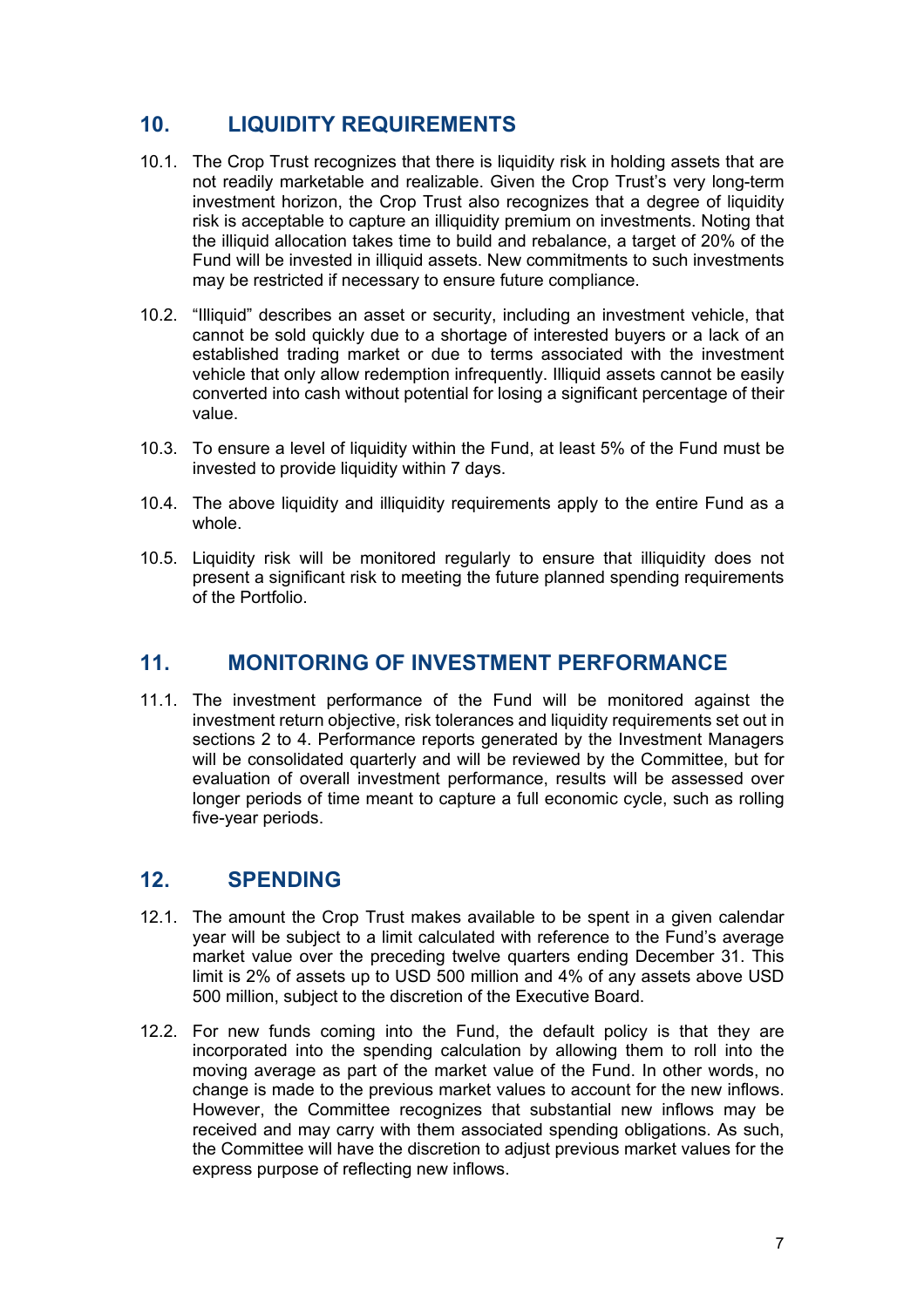## 10. LIQUIDITY REQUIREMENTS

10.1. The Crop Trust recognizes that there is liquidity risk in holding assets that are not readily marketable and realizable. Given the Crop Trust's very long-term investment horizon, the Crop Trust also recognizes that a degree of liquidity risk is acceptable to capture an illiquidity premium on investments. Noting that the illiquid allocation takes time to build and rebalance, a target of 20% of the Fund will be invested in illiquid assets. New commitments to such investments may be restricted if necessary to ensure future compliance.

10.2. "Illiquid" describes an asset or security, including an investment vehicle, that cannot be sold quickly due to a shortage of interested buyers or a lack of an established trading market or due to terms associated with the investment vehicle that only allow redemption infrequently. Illiquid assets cannot be easily converted into cash without potential for losing a significant percentage of their value.

10.3. To ensure a level of liquidity within the Fund, at least 5% of the Fund must be invested to provide liquidity within 7 days.

10.4. The above liquidity and illiquidity requirements apply to the entire Fund as a whole.

10.5. Liquidity risk will be monitored regularly to ensure that illiquidity does not present a significant risk to meeting the future planned spending requirements of the Portfolio.

## 11. MONITORING OF INVESTMENT PERFORMANCE

11.1. The investment performance of the Fund will be monitored against the investment return objective, risk tolerances and liquidity requirements set out in sections 2 to 4. Performance reports generated by the Investment Managers will be consolidated quarterly and will be reviewed by the Committee, but for evaluation of overall investment performance, results will be assessed over longer periods of time meant to capture a full economic cycle, such as rolling five-year periods.

## 12. SPENDING

12.1. The amount the Crop Trust makes available to be spent in a given calendar year will be subject to a limit calculated with reference to the Fund's average market value over the preceding twelve quarters ending December 31. This limit is 2% of assets up to USD 500 million and 4% of any assets above USD 500 million, subject to the discretion of the Executive Board.

12.2. For new funds coming into the Fund, the default policy is that they are incorporated into the spending calculation by allowing them to roll into the moving average as part of the market value of the Fund. In other words, no change is made to the previous market values to account for the new inflows. However, the Committee recognizes that substantial new inflows may be received and may carry with them associated spending obligations. As such, the Committee will have the discretion to adjust previous market values for the express purpose of reflecting new inflows.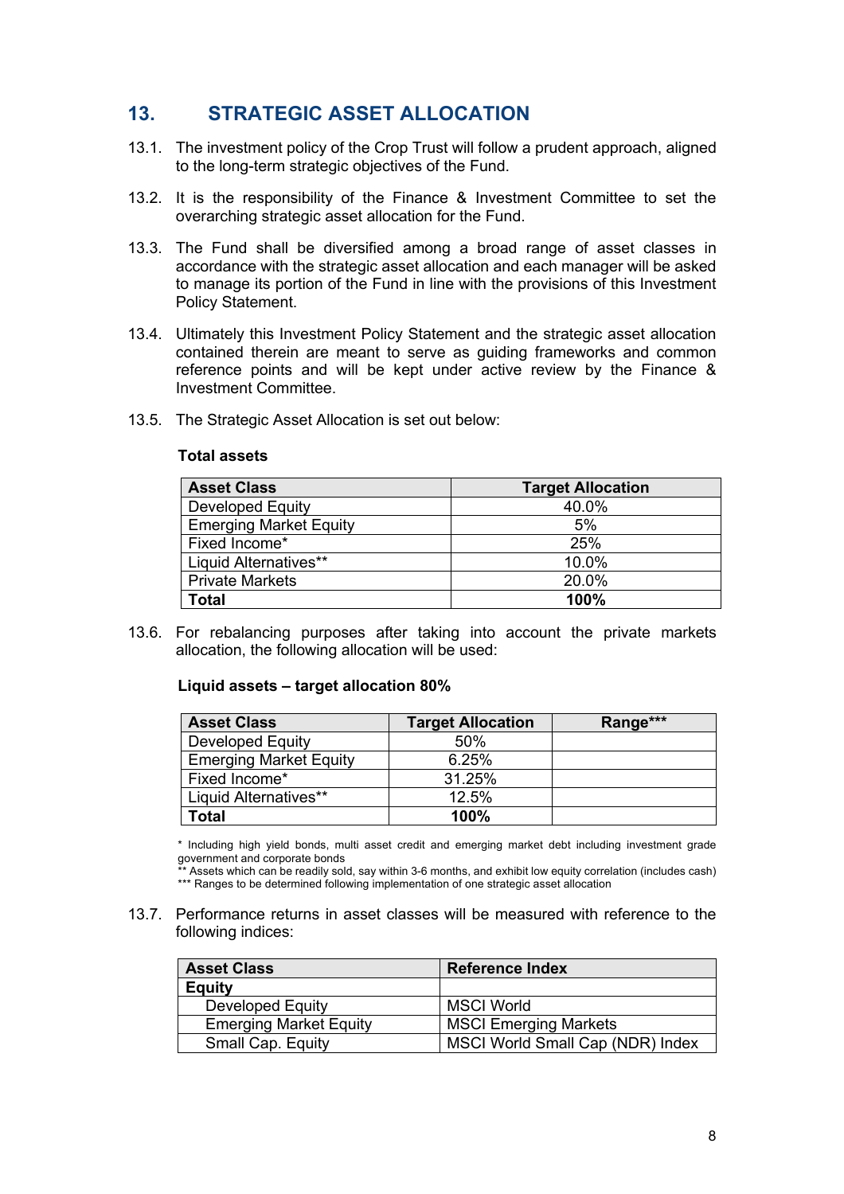## 13. STRATEGIC ASSET ALLOCATION

13.1. The investment policy of the Crop Trust will follow a prudent approach, aligned to the long-term strategic objectives of the Fund.

13.2. It is the responsibility of the Finance & Investment Committee to set the overarching strategic asset allocation for the Fund.

13.3. The Fund shall be diversified among a broad range of asset classes in accordance with the strategic asset allocation and each manager will be asked to manage its portion of the Fund in line with the provisions of this Investment Policy Statement.

13.4. Ultimately this Investment Policy Statement and the strategic asset allocation contained therein are meant to serve as guiding frameworks and common reference points and will be kept under active review by the Finance & Investment Committee.

13.5. The Strategic Asset Allocation is set out below:

**Total assets**

| Asset Class | Target Allocation |
|---|---|
| Developed Equity | 40.0% |
| Emerging Market Equity | 5% |
| Fixed Income* | 25% |
| Liquid Alternatives** | 10.0% |
| Private Markets | 20.0% |
| **Total** | **100%** |

13.6. For rebalancing purposes after taking into account the private markets allocation, the following allocation will be used:

**Liquid assets – target allocation 80%**

| Asset Class | Target Allocation | Range*** |
|---|---|---|
| Developed Equity | 50% | |
| Emerging Market Equity | 6.25% | |
| Fixed Income* | 31.25% | |
| Liquid Alternatives** | 12.5% | |
| **Total** | **100%** | |

\* Including high yield bonds, multi asset credit and emerging market debt including investment grade government and corporate bonds
** Assets which can be readily sold, say within 3-6 months, and exhibit low equity correlation (includes cash)
*** Ranges to be determined following implementation of one strategic asset allocation

13.7. Performance returns in asset classes will be measured with reference to the following indices:

| Asset Class | Reference Index |
|---|---|
| **Equity** | |
| Developed Equity | MSCI World |
| Emerging Market Equity | MSCI Emerging Markets |
| Small Cap. Equity | MSCI World Small Cap (NDR) Index |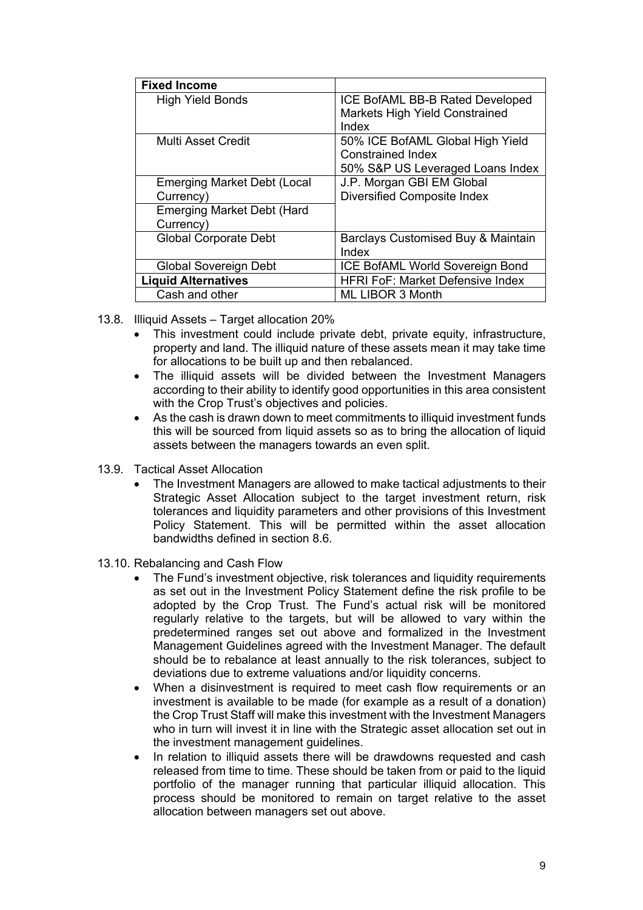| Fixed Income | |
|---|---|
| High Yield Bonds | ICE BofAML BB-B Rated Developed Markets High Yield Constrained Index |
| Multi Asset Credit | 50% ICE BofAML Global High Yield Constrained Index<br>50% S&P US Leveraged Loans Index |
| Emerging Market Debt (Local Currency) | J.P. Morgan GBI EM Global Diversified Composite Index |
| Emerging Market Debt (Hard Currency) | |
| Global Corporate Debt | Barclays Customised Buy & Maintain Index |
| Global Sovereign Debt | ICE BofAML World Sovereign Bond |
| **Liquid Alternatives** | HFRI FoF: Market Defensive Index |
| Cash and other | ML LIBOR 3 Month |

13.8. Illiquid Assets – Target allocation 20%

- This investment could include private debt, private equity, infrastructure, property and land. The illiquid nature of these assets mean it may take time for allocations to be built up and then rebalanced.
- The illiquid assets will be divided between the Investment Managers according to their ability to identify good opportunities in this area consistent with the Crop Trust's objectives and policies.
- As the cash is drawn down to meet commitments to illiquid investment funds this will be sourced from liquid assets so as to bring the allocation of liquid assets between the managers towards an even split.

13.9. Tactical Asset Allocation

- The Investment Managers are allowed to make tactical adjustments to their Strategic Asset Allocation subject to the target investment return, risk tolerances and liquidity parameters and other provisions of this Investment Policy Statement. This will be permitted within the asset allocation bandwidths defined in section 8.6.

13.10. Rebalancing and Cash Flow

- The Fund's investment objective, risk tolerances and liquidity requirements as set out in the Investment Policy Statement define the risk profile to be adopted by the Crop Trust. The Fund's actual risk will be monitored regularly relative to the targets, but will be allowed to vary within the predetermined ranges set out above and formalized in the Investment Management Guidelines agreed with the Investment Manager. The default should be to rebalance at least annually to the risk tolerances, subject to deviations due to extreme valuations and/or liquidity concerns.
- When a disinvestment is required to meet cash flow requirements or an investment is available to be made (for example as a result of a donation) the Crop Trust Staff will make this investment with the Investment Managers who in turn will invest it in line with the Strategic asset allocation set out in the investment management guidelines.
- In relation to illiquid assets there will be drawdowns requested and cash released from time to time. These should be taken from or paid to the liquid portfolio of the manager running that particular illiquid allocation. This process should be monitored to remain on target relative to the asset allocation between managers set out above.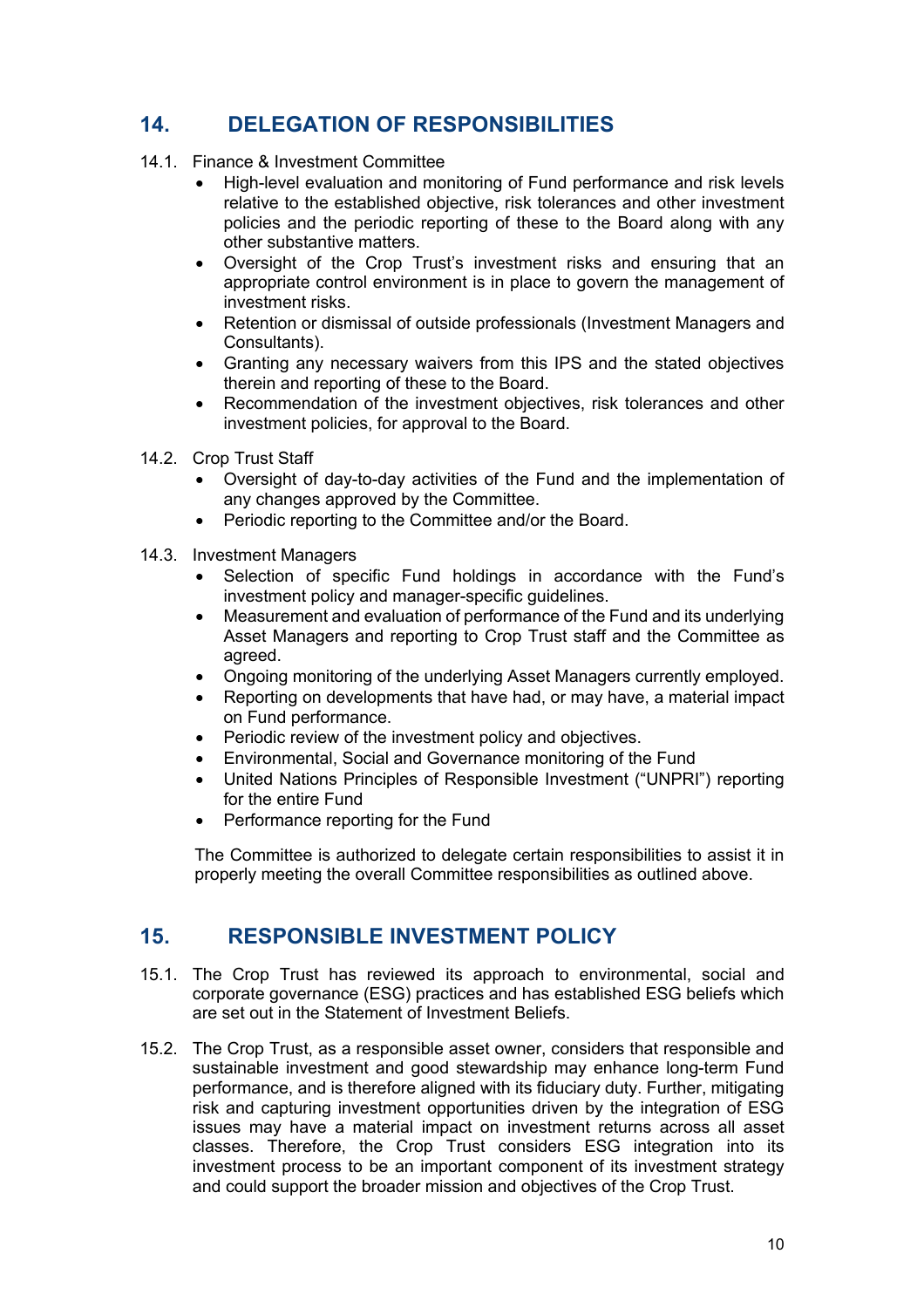## 14. DELEGATION OF RESPONSIBILITIES

14.1. Finance & Investment Committee

- High-level evaluation and monitoring of Fund performance and risk levels relative to the established objective, risk tolerances and other investment policies and the periodic reporting of these to the Board along with any other substantive matters.
- Oversight of the Crop Trust's investment risks and ensuring that an appropriate control environment is in place to govern the management of investment risks.
- Retention or dismissal of outside professionals (Investment Managers and Consultants).
- Granting any necessary waivers from this IPS and the stated objectives therein and reporting of these to the Board.
- Recommendation of the investment objectives, risk tolerances and other investment policies, for approval to the Board.

14.2. Crop Trust Staff

- Oversight of day-to-day activities of the Fund and the implementation of any changes approved by the Committee.
- Periodic reporting to the Committee and/or the Board.

14.3. Investment Managers

- Selection of specific Fund holdings in accordance with the Fund's investment policy and manager-specific guidelines.
- Measurement and evaluation of performance of the Fund and its underlying Asset Managers and reporting to Crop Trust staff and the Committee as agreed.
- Ongoing monitoring of the underlying Asset Managers currently employed.
- Reporting on developments that have had, or may have, a material impact on Fund performance.
- Periodic review of the investment policy and objectives.
- Environmental, Social and Governance monitoring of the Fund
- United Nations Principles of Responsible Investment ("UNPRI") reporting for the entire Fund
- Performance reporting for the Fund

The Committee is authorized to delegate certain responsibilities to assist it in properly meeting the overall Committee responsibilities as outlined above.

## 15. RESPONSIBLE INVESTMENT POLICY

15.1. The Crop Trust has reviewed its approach to environmental, social and corporate governance (ESG) practices and has established ESG beliefs which are set out in the Statement of Investment Beliefs.

15.2. The Crop Trust, as a responsible asset owner, considers that responsible and sustainable investment and good stewardship may enhance long-term Fund performance, and is therefore aligned with its fiduciary duty. Further, mitigating risk and capturing investment opportunities driven by the integration of ESG issues may have a material impact on investment returns across all asset classes. Therefore, the Crop Trust considers ESG integration into its investment process to be an important component of its investment strategy and could support the broader mission and objectives of the Crop Trust.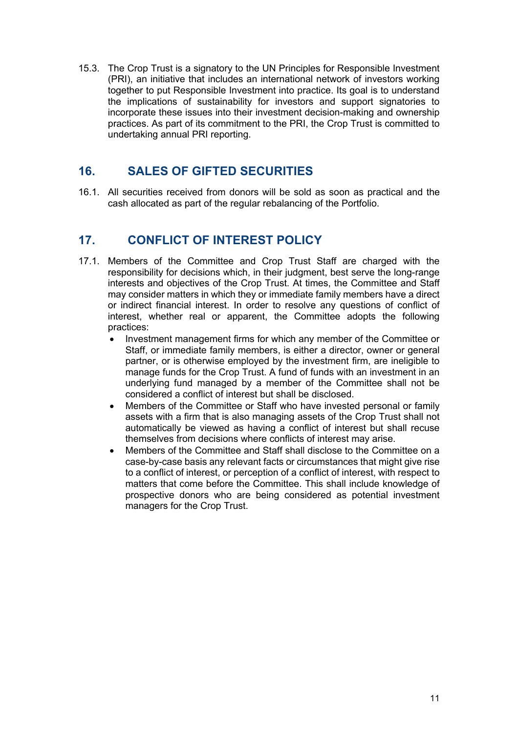15.3. The Crop Trust is a signatory to the UN Principles for Responsible Investment (PRI), an initiative that includes an international network of investors working together to put Responsible Investment into practice. Its goal is to understand the implications of sustainability for investors and support signatories to incorporate these issues into their investment decision-making and ownership practices. As part of its commitment to the PRI, the Crop Trust is committed to undertaking annual PRI reporting.

## 16. SALES OF GIFTED SECURITIES

16.1. All securities received from donors will be sold as soon as practical and the cash allocated as part of the regular rebalancing of the Portfolio.

## 17. CONFLICT OF INTEREST POLICY

17.1. Members of the Committee and Crop Trust Staff are charged with the responsibility for decisions which, in their judgment, best serve the long-range interests and objectives of the Crop Trust. At times, the Committee and Staff may consider matters in which they or immediate family members have a direct or indirect financial interest. In order to resolve any questions of conflict of interest, whether real or apparent, the Committee adopts the following practices:

- Investment management firms for which any member of the Committee or Staff, or immediate family members, is either a director, owner or general partner, or is otherwise employed by the investment firm, are ineligible to manage funds for the Crop Trust. A fund of funds with an investment in an underlying fund managed by a member of the Committee shall not be considered a conflict of interest but shall be disclosed.
- Members of the Committee or Staff who have invested personal or family assets with a firm that is also managing assets of the Crop Trust shall not automatically be viewed as having a conflict of interest but shall recuse themselves from decisions where conflicts of interest may arise.
- Members of the Committee and Staff shall disclose to the Committee on a case-by-case basis any relevant facts or circumstances that might give rise to a conflict of interest, or perception of a conflict of interest, with respect to matters that come before the Committee. This shall include knowledge of prospective donors who are being considered as potential investment managers for the Crop Trust.